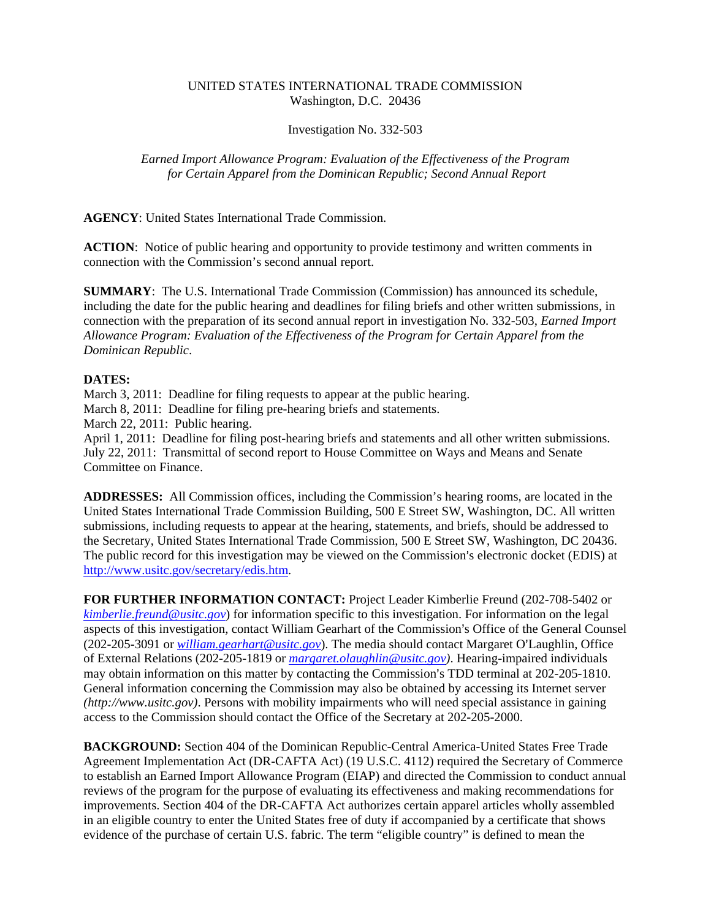UNITED STATES INTERNATIONAL TRADE COMMISSION
Washington, D.C. 20436

Investigation No. 332-503

*Earned Import Allowance Program: Evaluation of the Effectiveness of the Program for Certain Apparel from the Dominican Republic; Second Annual Report*

**AGENCY**: United States International Trade Commission.

**ACTION**: Notice of public hearing and opportunity to provide testimony and written comments in connection with the Commission's second annual report.

**SUMMARY**: The U.S. International Trade Commission (Commission) has announced its schedule, including the date for the public hearing and deadlines for filing briefs and other written submissions, in connection with the preparation of its second annual report in investigation No. 332-503, *Earned Import Allowance Program: Evaluation of the Effectiveness of the Program for Certain Apparel from the Dominican Republic*.

**DATES:**
March 3, 2011: Deadline for filing requests to appear at the public hearing.
March 8, 2011: Deadline for filing pre-hearing briefs and statements.
March 22, 2011: Public hearing.
April 1, 2011: Deadline for filing post-hearing briefs and statements and all other written submissions.
July 22, 2011: Transmittal of second report to House Committee on Ways and Means and Senate Committee on Finance.

**ADDRESSES:** All Commission offices, including the Commission's hearing rooms, are located in the United States International Trade Commission Building, 500 E Street SW, Washington, DC. All written submissions, including requests to appear at the hearing, statements, and briefs, should be addressed to the Secretary, United States International Trade Commission, 500 E Street SW, Washington, DC 20436. The public record for this investigation may be viewed on the Commission's electronic docket (EDIS) at http://www.usitc.gov/secretary/edis.htm.

**FOR FURTHER INFORMATION CONTACT:** Project Leader Kimberlie Freund (202-708-5402 or *kimberlie.freund@usitc.gov*) for information specific to this investigation. For information on the legal aspects of this investigation, contact William Gearhart of the Commission's Office of the General Counsel (202-205-3091 or *william.gearhart@usitc.gov*). The media should contact Margaret O'Laughlin, Office of External Relations (202-205-1819 or *margaret.olaughlin@usitc.gov)*. Hearing-impaired individuals may obtain information on this matter by contacting the Commission's TDD terminal at 202-205-1810. General information concerning the Commission may also be obtained by accessing its Internet server *(http://www.usitc.gov)*. Persons with mobility impairments who will need special assistance in gaining access to the Commission should contact the Office of the Secretary at 202-205-2000.

**BACKGROUND:** Section 404 of the Dominican Republic-Central America-United States Free Trade Agreement Implementation Act (DR-CAFTA Act) (19 U.S.C. 4112) required the Secretary of Commerce to establish an Earned Import Allowance Program (EIAP) and directed the Commission to conduct annual reviews of the program for the purpose of evaluating its effectiveness and making recommendations for improvements. Section 404 of the DR-CAFTA Act authorizes certain apparel articles wholly assembled in an eligible country to enter the United States free of duty if accompanied by a certificate that shows evidence of the purchase of certain U.S. fabric. The term "eligible country" is defined to mean the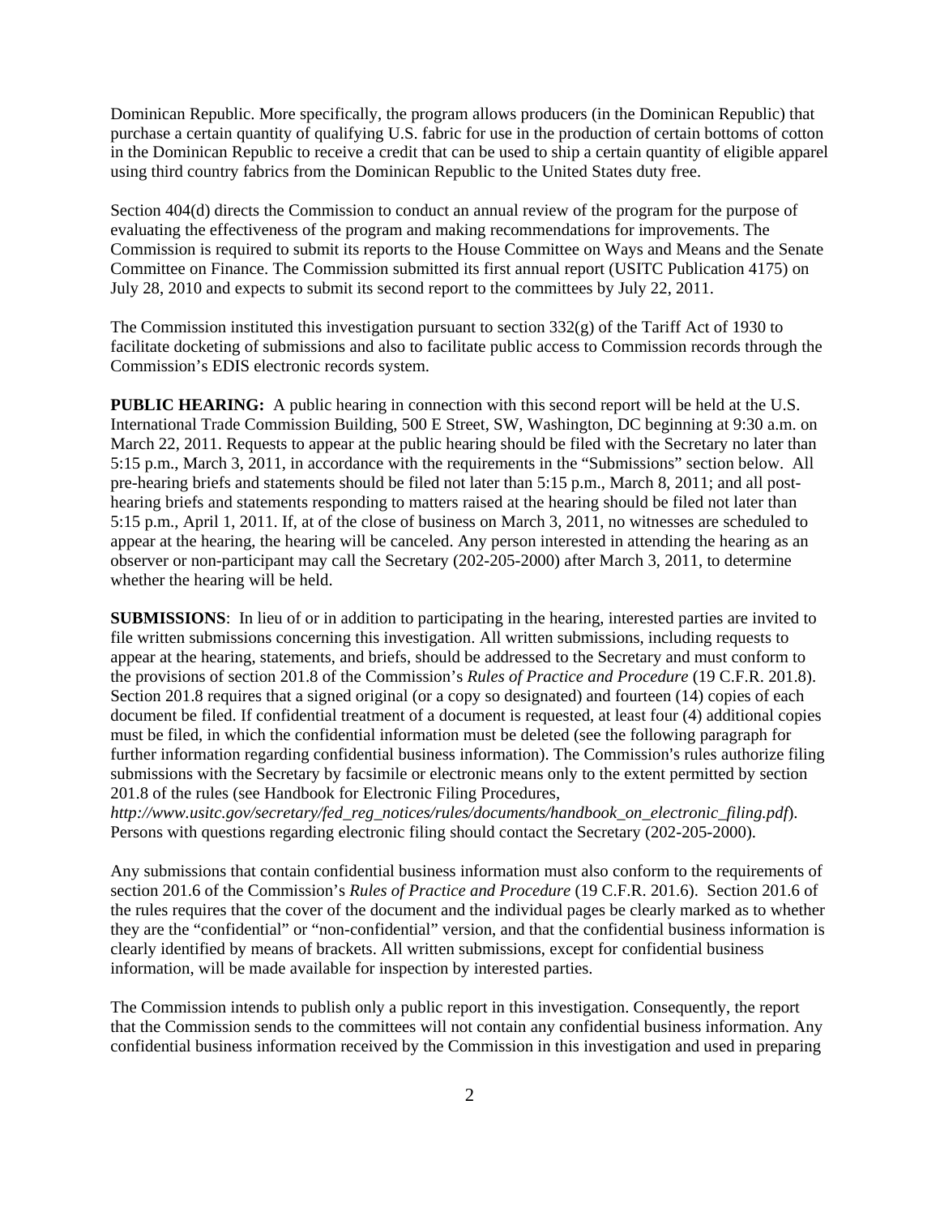Dominican Republic. More specifically, the program allows producers (in the Dominican Republic) that purchase a certain quantity of qualifying U.S. fabric for use in the production of certain bottoms of cotton in the Dominican Republic to receive a credit that can be used to ship a certain quantity of eligible apparel using third country fabrics from the Dominican Republic to the United States duty free.

Section 404(d) directs the Commission to conduct an annual review of the program for the purpose of evaluating the effectiveness of the program and making recommendations for improvements. The Commission is required to submit its reports to the House Committee on Ways and Means and the Senate Committee on Finance. The Commission submitted its first annual report (USITC Publication 4175) on July 28, 2010 and expects to submit its second report to the committees by July 22, 2011.

The Commission instituted this investigation pursuant to section 332(g) of the Tariff Act of 1930 to facilitate docketing of submissions and also to facilitate public access to Commission records through the Commission's EDIS electronic records system.

**PUBLIC HEARING:** A public hearing in connection with this second report will be held at the U.S. International Trade Commission Building, 500 E Street, SW, Washington, DC beginning at 9:30 a.m. on March 22, 2011. Requests to appear at the public hearing should be filed with the Secretary no later than 5:15 p.m., March 3, 2011, in accordance with the requirements in the "Submissions" section below. All pre-hearing briefs and statements should be filed not later than 5:15 p.m., March 8, 2011; and all post-hearing briefs and statements responding to matters raised at the hearing should be filed not later than 5:15 p.m., April 1, 2011. If, at of the close of business on March 3, 2011, no witnesses are scheduled to appear at the hearing, the hearing will be canceled. Any person interested in attending the hearing as an observer or non-participant may call the Secretary (202-205-2000) after March 3, 2011, to determine whether the hearing will be held.

**SUBMISSIONS**: In lieu of or in addition to participating in the hearing, interested parties are invited to file written submissions concerning this investigation. All written submissions, including requests to appear at the hearing, statements, and briefs, should be addressed to the Secretary and must conform to the provisions of section 201.8 of the Commission's *Rules of Practice and Procedure* (19 C.F.R. 201.8). Section 201.8 requires that a signed original (or a copy so designated) and fourteen (14) copies of each document be filed. If confidential treatment of a document is requested, at least four (4) additional copies must be filed, in which the confidential information must be deleted (see the following paragraph for further information regarding confidential business information). The Commission's rules authorize filing submissions with the Secretary by facsimile or electronic means only to the extent permitted by section 201.8 of the rules (see Handbook for Electronic Filing Procedures, *http://www.usitc.gov/secretary/fed_reg_notices/rules/documents/handbook_on_electronic_filing.pdf*). Persons with questions regarding electronic filing should contact the Secretary (202-205-2000).

Any submissions that contain confidential business information must also conform to the requirements of section 201.6 of the Commission's *Rules of Practice and Procedure* (19 C.F.R. 201.6). Section 201.6 of the rules requires that the cover of the document and the individual pages be clearly marked as to whether they are the "confidential" or "non-confidential" version, and that the confidential business information is clearly identified by means of brackets. All written submissions, except for confidential business information, will be made available for inspection by interested parties.

The Commission intends to publish only a public report in this investigation. Consequently, the report that the Commission sends to the committees will not contain any confidential business information. Any confidential business information received by the Commission in this investigation and used in preparing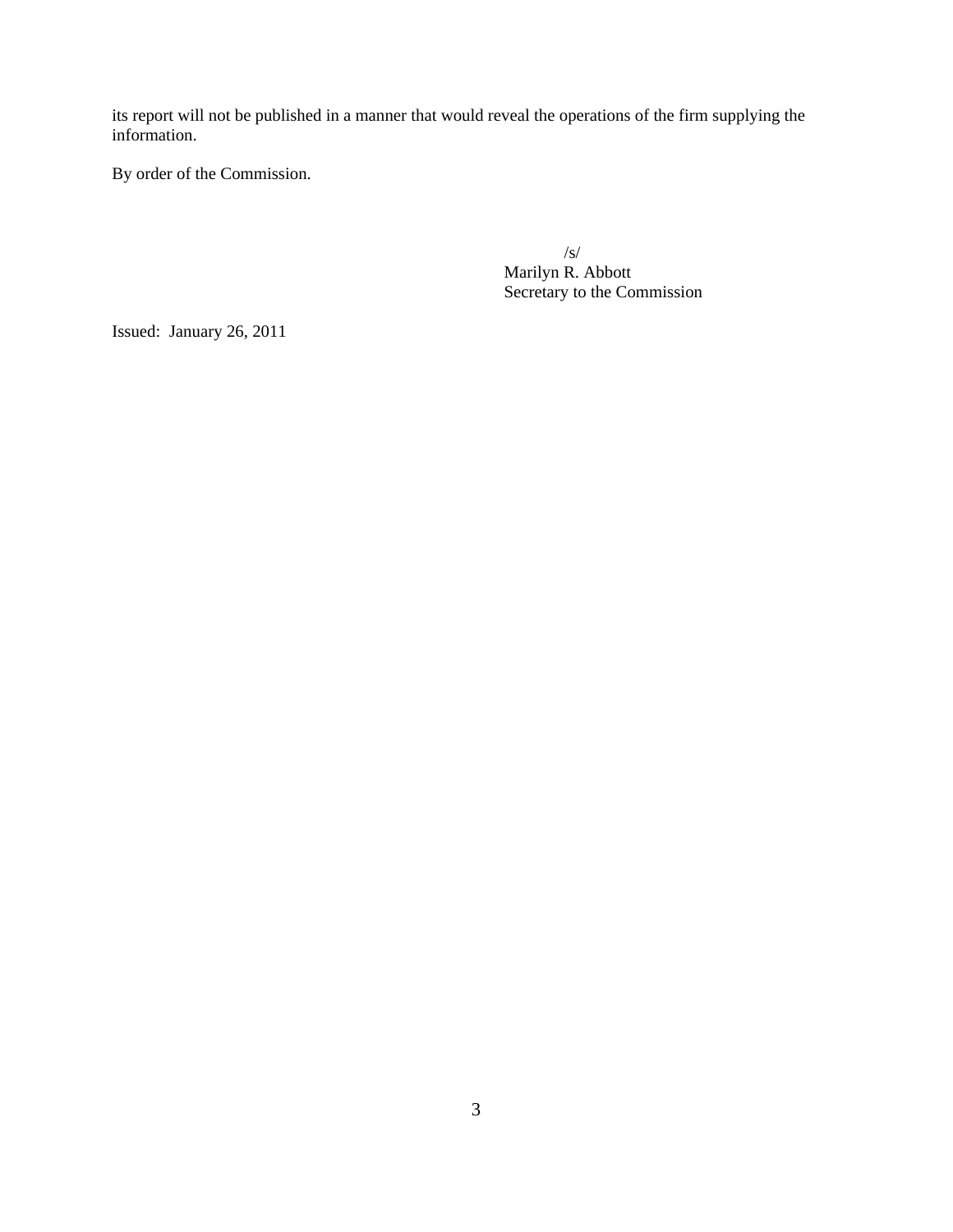its report will not be published in a manner that would reveal the operations of the firm supplying the information.

By order of the Commission.

/s/
Marilyn R. Abbott
Secretary to the Commission

Issued: January 26, 2011